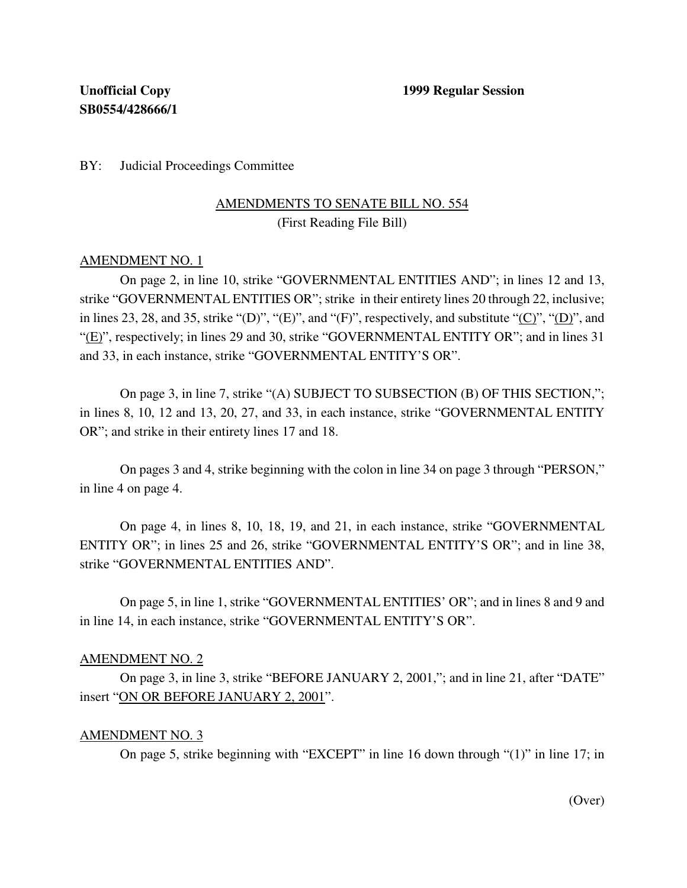**Unofficial Copy** **1999 Regular Session**
**SB0554/428666/1**

BY: Judicial Proceedings Committee

AMENDMENTS TO SENATE BILL NO. 554
(First Reading File Bill)

AMENDMENT NO. 1

On page 2, in line 10, strike "GOVERNMENTAL ENTITIES AND"; in lines 12 and 13, strike "GOVERNMENTAL ENTITIES OR"; strike in their entirety lines 20 through 22, inclusive; in lines 23, 28, and 35, strike "(D)", "(E)", and "(F)", respectively, and substitute "(C)", "(D)", and "(E)", respectively; in lines 29 and 30, strike "GOVERNMENTAL ENTITY OR"; and in lines 31 and 33, in each instance, strike "GOVERNMENTAL ENTITY'S OR".

On page 3, in line 7, strike "(A) SUBJECT TO SUBSECTION (B) OF THIS SECTION,"; in lines 8, 10, 12 and 13, 20, 27, and 33, in each instance, strike "GOVERNMENTAL ENTITY OR"; and strike in their entirety lines 17 and 18.

On pages 3 and 4, strike beginning with the colon in line 34 on page 3 through "PERSON," in line 4 on page 4.

On page 4, in lines 8, 10, 18, 19, and 21, in each instance, strike "GOVERNMENTAL ENTITY OR"; in lines 25 and 26, strike "GOVERNMENTAL ENTITY'S OR"; and in line 38, strike "GOVERNMENTAL ENTITIES AND".

On page 5, in line 1, strike "GOVERNMENTAL ENTITIES' OR"; and in lines 8 and 9 and in line 14, in each instance, strike "GOVERNMENTAL ENTITY'S OR".

AMENDMENT NO. 2

On page 3, in line 3, strike "BEFORE JANUARY 2, 2001,"; and in line 21, after "DATE" insert "ON OR BEFORE JANUARY 2, 2001".

AMENDMENT NO. 3

On page 5, strike beginning with "EXCEPT" in line 16 down through "(1)" in line 17; in

(Over)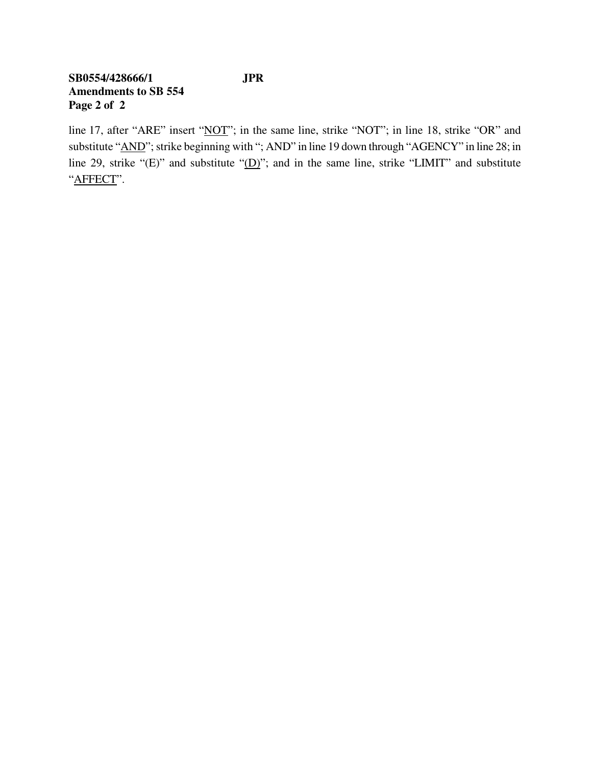line 17, after "ARE" insert "<u>NOT</u>"; in the same line, strike "NOT"; in line 18, strike "OR" and substitute "<u>AND</u>"; strike beginning with "; AND" in line 19 down through "AGENCY" in line 28; in line 29, strike "(E)" and substitute "<u>(D)</u>"; and in the same line, strike "LIMIT" and substitute "<u>AFFECT</u>".